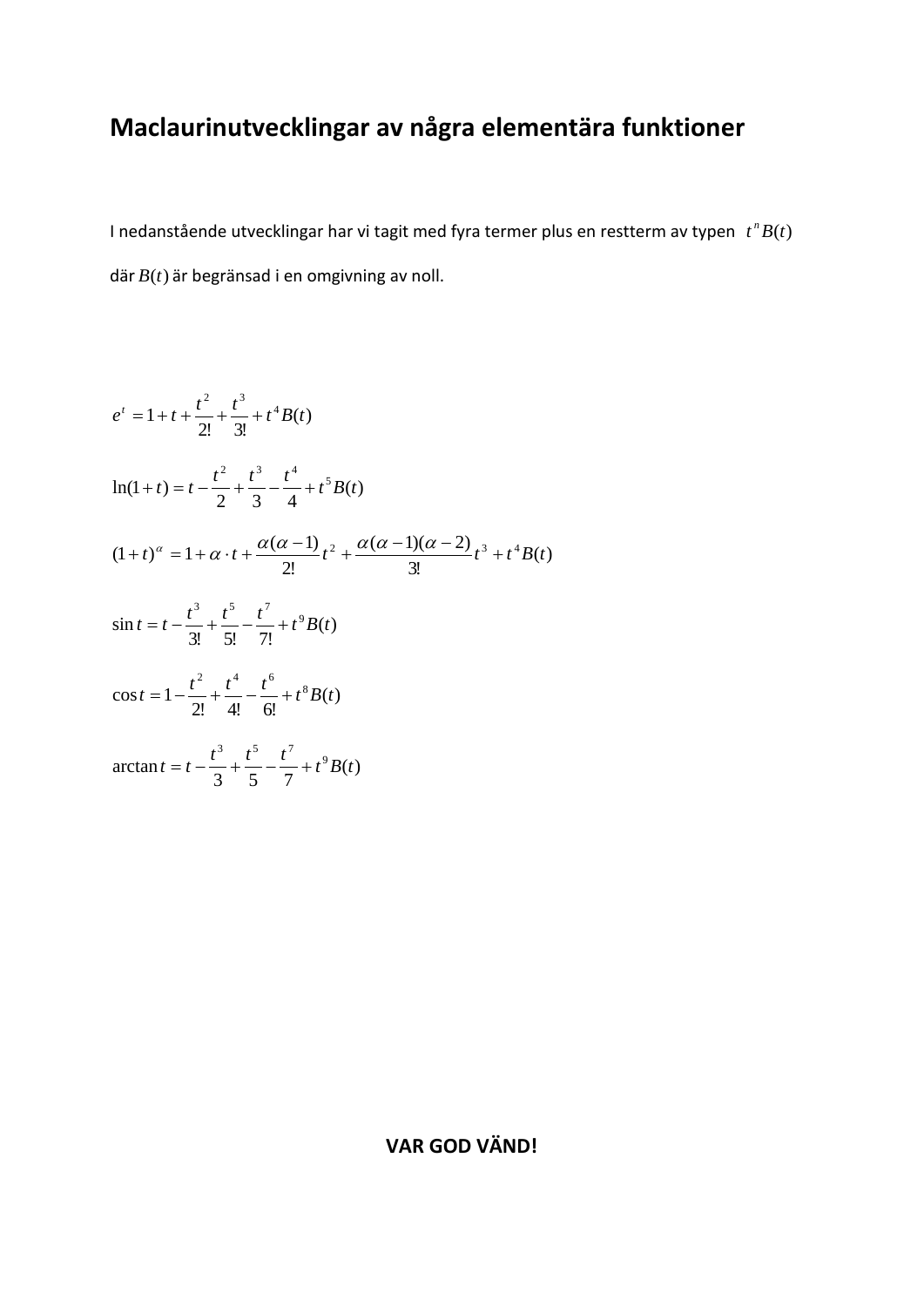# Maclaurinutvecklingar av några elementära funktioner

I nedanstående utvecklingar har vi tagit med fyra termer plus en restterm av typen $t^n B(t)$

där $B(t)$ är begränsad i en omgivning av noll.

$$e^t = 1 + t + \frac{t^2}{2!} + \frac{t^3}{3!} + t^4 B(t)$$

$$\ln(1+t) = t - \frac{t^2}{2} + \frac{t^3}{3} - \frac{t^4}{4} + t^5 B(t)$$

$$(1+t)^\alpha = 1 + \alpha \cdot t + \frac{\alpha(\alpha-1)}{2!} t^2 + \frac{\alpha(\alpha-1)(\alpha-2)}{3!} t^3 + t^4 B(t)$$

$$\sin t = t - \frac{t^3}{3!} + \frac{t^5}{5!} - \frac{t^7}{7!} + t^9 B(t)$$

$$\cos t = 1 - \frac{t^2}{2!} + \frac{t^4}{4!} - \frac{t^6}{6!} + t^8 B(t)$$

$$\arctan t = t - \frac{t^3}{3} + \frac{t^5}{5} - \frac{t^7}{7} + t^9 B(t)$$

**VAR GOD VÄND!**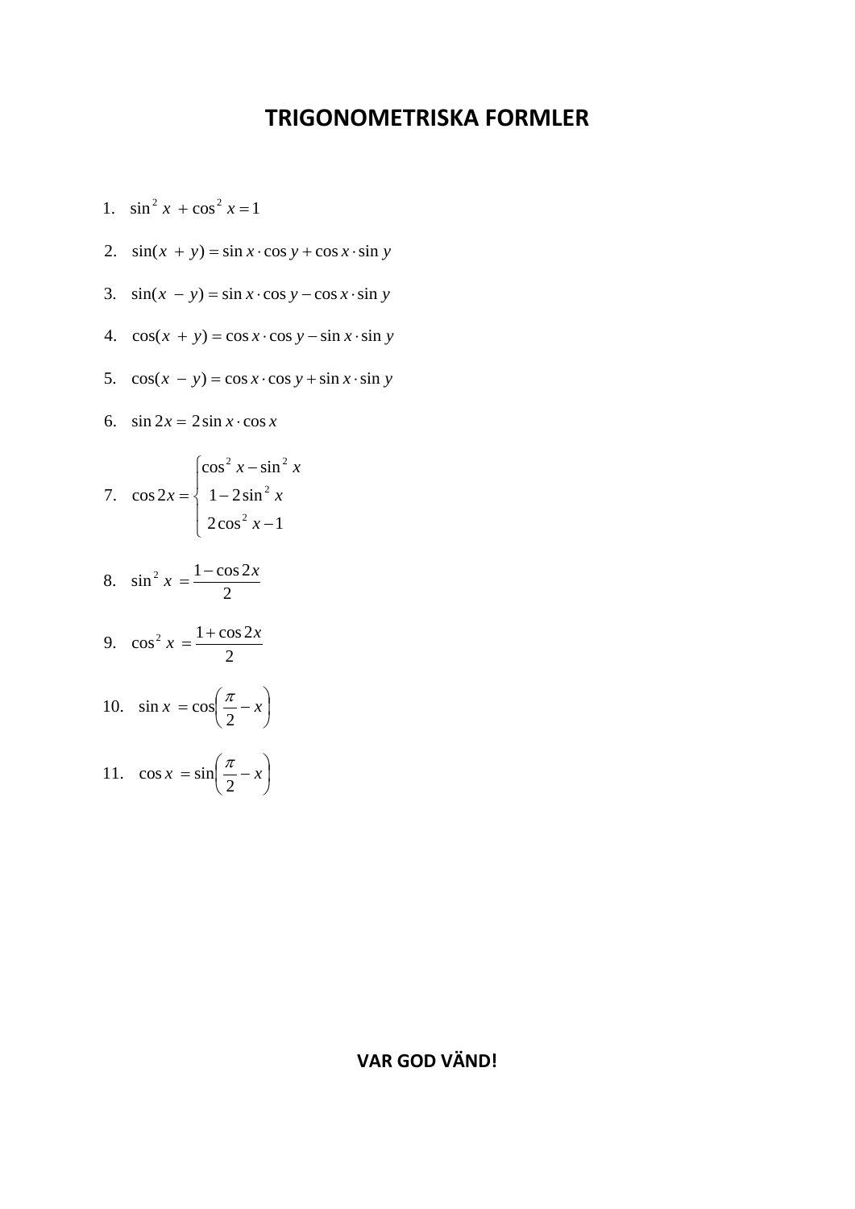# TRIGONOMETRISKA FORMLER

1. $\sin^2 x + \cos^2 x = 1$

2. $\sin(x + y) = \sin x \cdot \cos y + \cos x \cdot \sin y$

3. $\sin(x - y) = \sin x \cdot \cos y - \cos x \cdot \sin y$

4. $\cos(x + y) = \cos x \cdot \cos y - \sin x \cdot \sin y$

5. $\cos(x - y) = \cos x \cdot \cos y + \sin x \cdot \sin y$

6. $\sin 2x = 2\sin x \cdot \cos x$

7. $\cos 2x = \begin{cases} \cos^2 x - \sin^2 x \\ 1 - 2\sin^2 x \\ 2\cos^2 x - 1 \end{cases}$

8. $\sin^2 x = \dfrac{1 - \cos 2x}{2}$

9. $\cos^2 x = \dfrac{1 + \cos 2x}{2}$

10. $\sin x = \cos\left(\dfrac{\pi}{2} - x\right)$

11. $\cos x = \sin\left(\dfrac{\pi}{2} - x\right)$

**VAR GOD VÄND!**